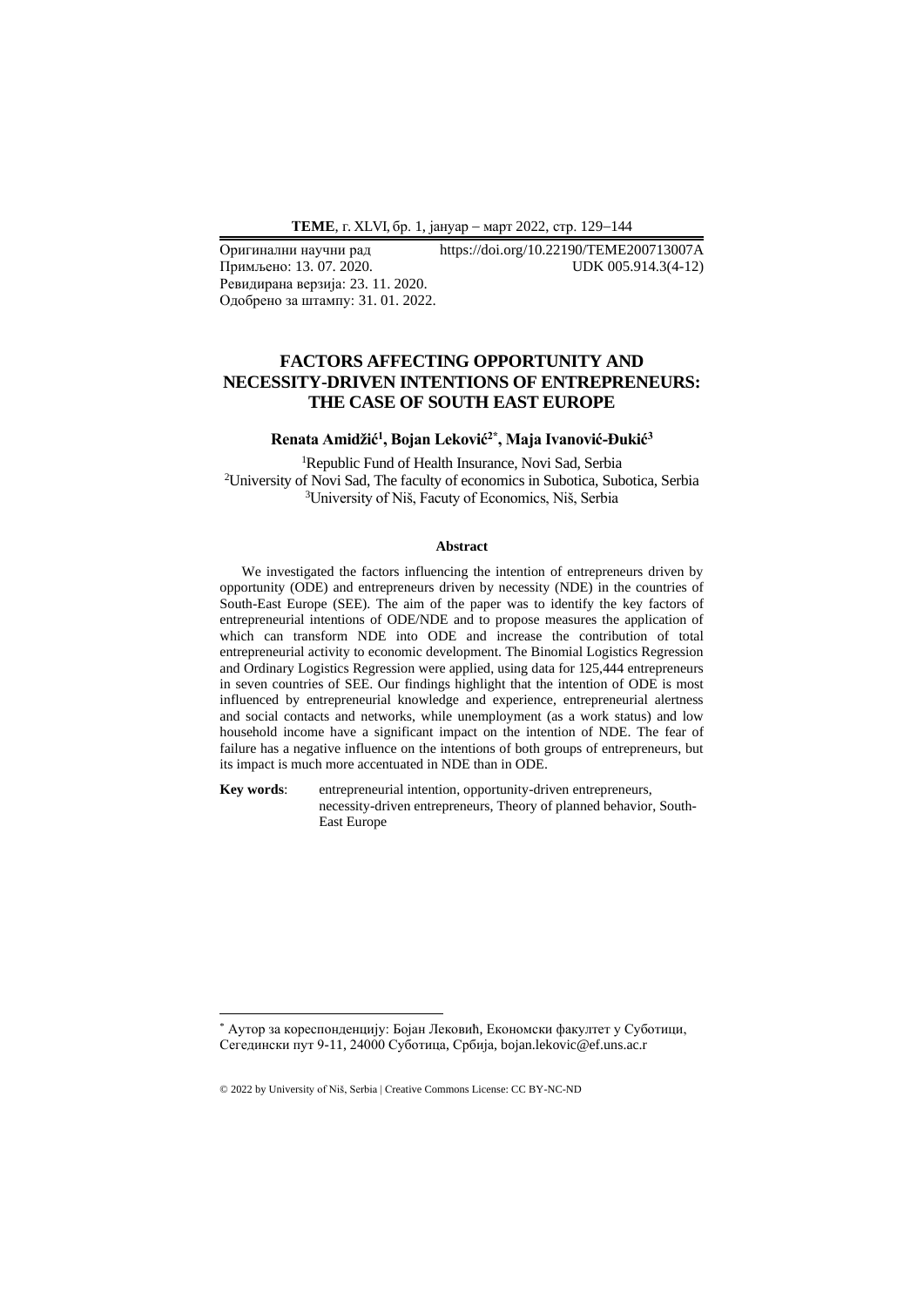Оригинални научни рад https://doi.org/10.22190/TEME200713007A
Примљено: 13. 07. 2020. UDK 005.914.3(4-12)
Ревидирана верзија: 23. 11. 2020.
Одобрено за штампу: 31. 01. 2022.

# FACTORS AFFECTING OPPORTUNITY AND NECESSITY-DRIVEN INTENTIONS OF ENTREPRENEURS: THE CASE OF SOUTH EAST EUROPE

**Renata Amidžić[1], Bojan Leković[2*], Maja Ivanović-Đukić[3]**

[1]Republic Fund of Health Insurance, Novi Sad, Serbia
[2]University of Novi Sad, The faculty of economics in Subotica, Subotica, Serbia
[3]University of Niš, Facuty of Economics, Niš, Serbia

### Abstract

We investigated the factors influencing the intention of entrepreneurs driven by opportunity (ODE) and entrepreneurs driven by necessity (NDE) in the countries of South-East Europe (SEE). The aim of the paper was to identify the key factors of entrepreneurial intentions of ODE/NDE and to propose measures the application of which can transform NDE into ODE and increase the contribution of total entrepreneurial activity to economic development. The Binomial Logistics Regression and Ordinary Logistics Regression were applied, using data for 125,444 entrepreneurs in seven countries of SEE. Our findings highlight that the intention of ODE is most influenced by entrepreneurial knowledge and experience, entrepreneurial alertness and social contacts and networks, while unemployment (as a work status) and low household income have a significant impact on the intention of NDE. The fear of failure has a negative influence on the intentions of both groups of entrepreneurs, but its impact is much more accentuated in NDE than in ODE.

**Key words**: entrepreneurial intention, opportunity-driven entrepreneurs, necessity-driven entrepreneurs, Theory of planned behavior, South-East Europe

---

[*] Аутор за кореспонденцију: Бојан Лековић, Економски факултет у Суботици, Сегедински пут 9-11, 24000 Суботица, Србија, bojan.lekovic@ef.uns.ac.r

© 2022 by University of Niš, Serbia | Creative Commons License: CC BY-NC-ND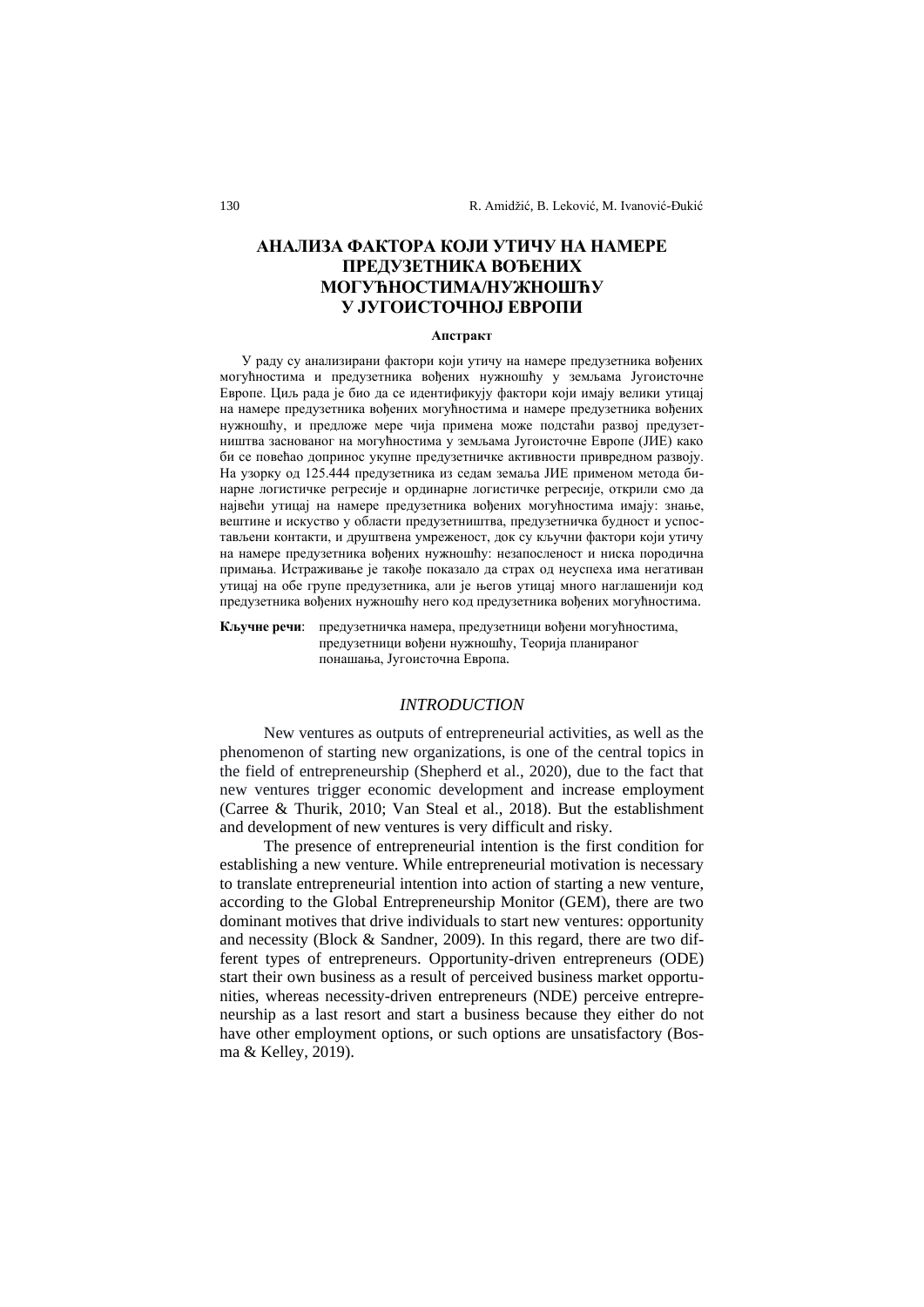# АНАЛИЗА ФАКТОРА КОЈИ УТИЧУ НА НАМЕРЕ ПРЕДУЗЕТНИКА ВОЂЕНИХ МОГУЋНОСТИМА/НУЖНОШЋУ У ЈУГОИСТОЧНОЈ ЕВРОПИ

**Апстракт**

У раду су анализирани фактори који утичу на намере предузетника вођених могућностима и предузетника вођених нужношћу у земљама Југоисточне Европе. Циљ рада је био да се идентификују фактори који имају велики утицај на намере предузетника вођених могућностима и намере предузетника вођених нужношћу, и предложе мере чија примена може подстаћи развој предузетништва заснованог на могућностима у земљама Југоисточне Европе (ЈИЕ) како би се повећао допринос укупне предузетничке активности привредном развоју. На узорку од 125.444 предузетника из седам земаља ЈИЕ применом метода бинарне логистичке регресије и ординарне логистичке регресије, открили смо да највећи утицај на намере предузетника вођених могућностима имају: знање, вештине и искуство у области предузетништва, предузетничка будност и успостављени контакти, и друштвена умреженост, док су кључни фактори који утичу на намере предузетника вођених нужношћу: незапосленост и ниска породична примања. Истраживање је такође показало да страх од неуспеха има негативан утицај на обе групе предузетника, али је његов утицај много наглашенији код предузетника вођених нужношћу него код предузетника вођених могућностима.

**Кључне речи**: предузетничка намера, предузетници вођени могућностима, предузетници вођени нужношћу, Теорија планираног понашања, Југоисточна Европа.

## *INTRODUCTION*

New ventures as outputs of entrepreneurial activities, as well as the phenomenon of starting new organizations, is one of the central topics in the field of entrepreneurship (Shepherd et al., 2020), due to the fact that new ventures trigger economic development and increase employment (Carree & Thurik, 2010; Van Steal et al., 2018). But the establishment and development of new ventures is very difficult and risky.

The presence of entrepreneurial intention is the first condition for establishing a new venture. While entrepreneurial motivation is necessary to translate entrepreneurial intention into action of starting a new venture, according to the Global Entrepreneurship Monitor (GEM), there are two dominant motives that drive individuals to start new ventures: opportunity and necessity (Block & Sandner, 2009). In this regard, there are two different types of entrepreneurs. Opportunity-driven entrepreneurs (ODE) start their own business as a result of perceived business market opportunities, whereas necessity-driven entrepreneurs (NDE) perceive entrepreneurship as a last resort and start a business because they either do not have other employment options, or such options are unsatisfactory (Bosma & Kelley, 2019).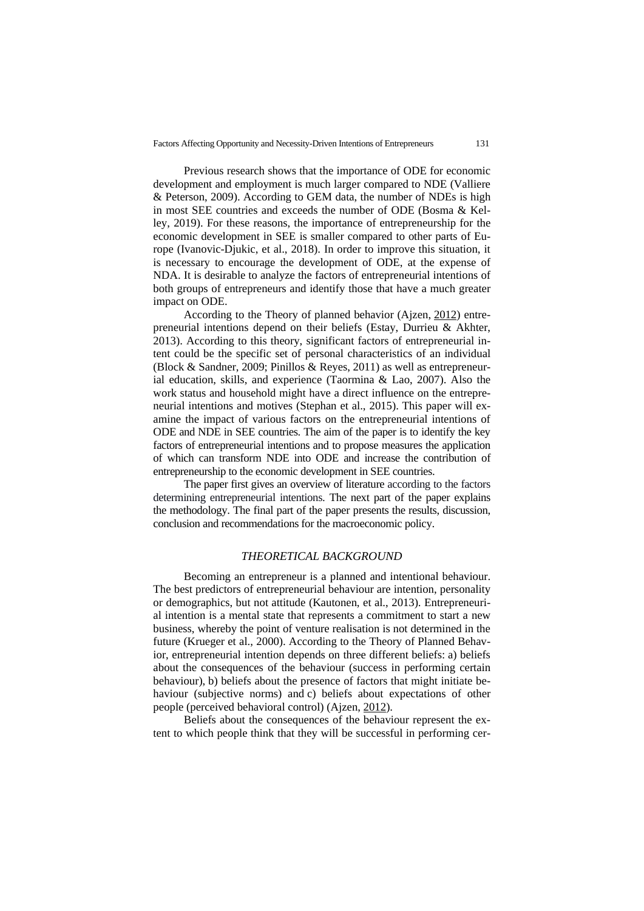Previous research shows that the importance of ODE for economic development and employment is much larger compared to NDE (Valliere & Peterson, 2009). According to GEM data, the number of NDEs is high in most SEE countries and exceeds the number of ODE (Bosma & Kelley, 2019). For these reasons, the importance of entrepreneurship for the economic development in SEE is smaller compared to other parts of Europe (Ivanovic-Djukic, et al., 2018). In order to improve this situation, it is necessary to encourage the development of ODE, at the expense of NDA. It is desirable to analyze the factors of entrepreneurial intentions of both groups of entrepreneurs and identify those that have a much greater impact on ODE.

According to the Theory of planned behavior (Ajzen, 2012) entrepreneurial intentions depend on their beliefs (Estay, Durrieu & Akhter, 2013). According to this theory, significant factors of entrepreneurial intent could be the specific set of personal characteristics of an individual (Block & Sandner, 2009; Pinillos & Reyes, 2011) as well as entrepreneurial education, skills, and experience (Taormina & Lao, 2007). Also the work status and household might have a direct influence on the entrepreneurial intentions and motives (Stephan et al., 2015). This paper will examine the impact of various factors on the entrepreneurial intentions of ODE and NDE in SEE countries. The aim of the paper is to identify the key factors of entrepreneurial intentions and to propose measures the application of which can transform NDE into ODE and increase the contribution of entrepreneurship to the economic development in SEE countries.

The paper first gives an overview of literature according to the factors determining entrepreneurial intentions. The next part of the paper explains the methodology. The final part of the paper presents the results, discussion, conclusion and recommendations for the macroeconomic policy.

## *THEORETICAL BACKGROUND*

Becoming an entrepreneur is a planned and intentional behaviour. The best predictors of entrepreneurial behaviour are intention, personality or demographics, but not attitude (Kautonen, et al., 2013). Entrepreneurial intention is a mental state that represents a commitment to start a new business, whereby the point of venture realisation is not determined in the future (Krueger et al., 2000). According to the Theory of Planned Behavior, entrepreneurial intention depends on three different beliefs: a) beliefs about the consequences of the behaviour (success in performing certain behaviour), b) beliefs about the presence of factors that might initiate behaviour (subjective norms) and c) beliefs about expectations of other people (perceived behavioral control) (Ajzen, 2012).

Beliefs about the consequences of the behaviour represent the extent to which people think that they will be successful in performing cer-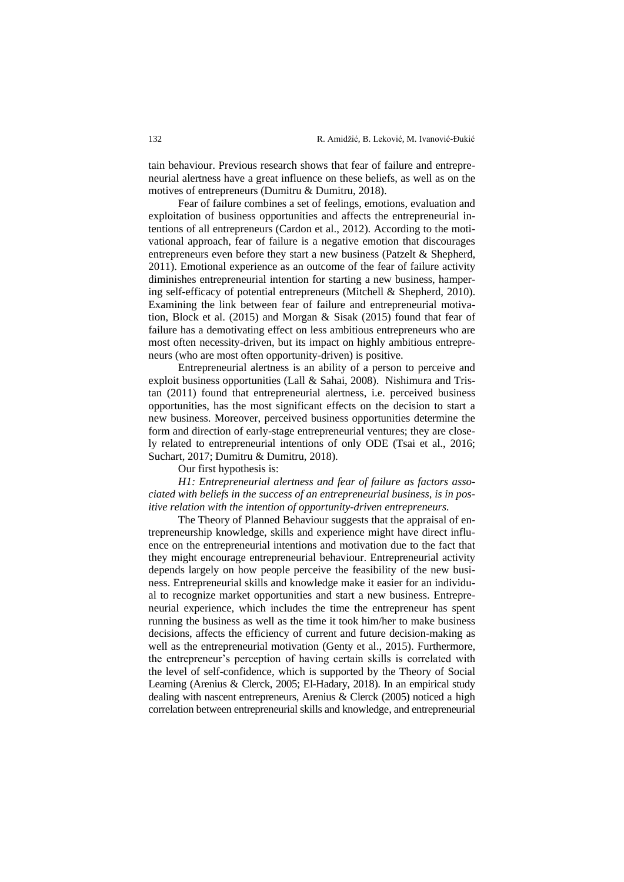tain behaviour. Previous research shows that fear of failure and entrepreneurial alertness have a great influence on these beliefs, as well as on the motives of entrepreneurs (Dumitru & Dumitru, 2018).

Fear of failure combines a set of feelings, emotions, evaluation and exploitation of business opportunities and affects the entrepreneurial intentions of all entrepreneurs (Cardon et al., 2012). According to the motivational approach, fear of failure is a negative emotion that discourages entrepreneurs even before they start a new business (Patzelt & Shepherd, 2011). Emotional experience as an outcome of the fear of failure activity diminishes entrepreneurial intention for starting a new business, hampering self-efficacy of potential entrepreneurs (Mitchell & Shepherd, 2010). Examining the link between fear of failure and entrepreneurial motivation, Block et al. (2015) and Morgan & Sisak (2015) found that fear of failure has a demotivating effect on less ambitious entrepreneurs who are most often necessity-driven, but its impact on highly ambitious entrepreneurs (who are most often opportunity-driven) is positive.

Entrepreneurial alertness is an ability of a person to perceive and exploit business opportunities (Lall & Sahai, 2008). Nishimura and Tristan (2011) found that entrepreneurial alertness, i.e. perceived business opportunities, has the most significant effects on the decision to start a new business. Moreover, perceived business opportunities determine the form and direction of early-stage entrepreneurial ventures; they are closely related to entrepreneurial intentions of only ODE (Tsai et al., 2016; Suchart, 2017; Dumitru & Dumitru, 2018).

Our first hypothesis is:

*H1: Entrepreneurial alertness and fear of failure as factors associated with beliefs in the success of an entrepreneurial business, is in positive relation with the intention of opportunity-driven entrepreneurs.*

The Theory of Planned Behaviour suggests that the appraisal of entrepreneurship knowledge, skills and experience might have direct influence on the entrepreneurial intentions and motivation due to the fact that they might encourage entrepreneurial behaviour. Entrepreneurial activity depends largely on how people perceive the feasibility of the new business. Entrepreneurial skills and knowledge make it easier for an individual to recognize market opportunities and start a new business. Entrepreneurial experience, which includes the time the entrepreneur has spent running the business as well as the time it took him/her to make business decisions, affects the efficiency of current and future decision-making as well as the entrepreneurial motivation (Genty et al., 2015). Furthermore, the entrepreneur's perception of having certain skills is correlated with the level of self-confidence, which is supported by the Theory of Social Learning (Arenius & Clerck, 2005; El-Hadary, 2018). In an empirical study dealing with nascent entrepreneurs, Arenius & Clerck (2005) noticed a high correlation between entrepreneurial skills and knowledge, and entrepreneurial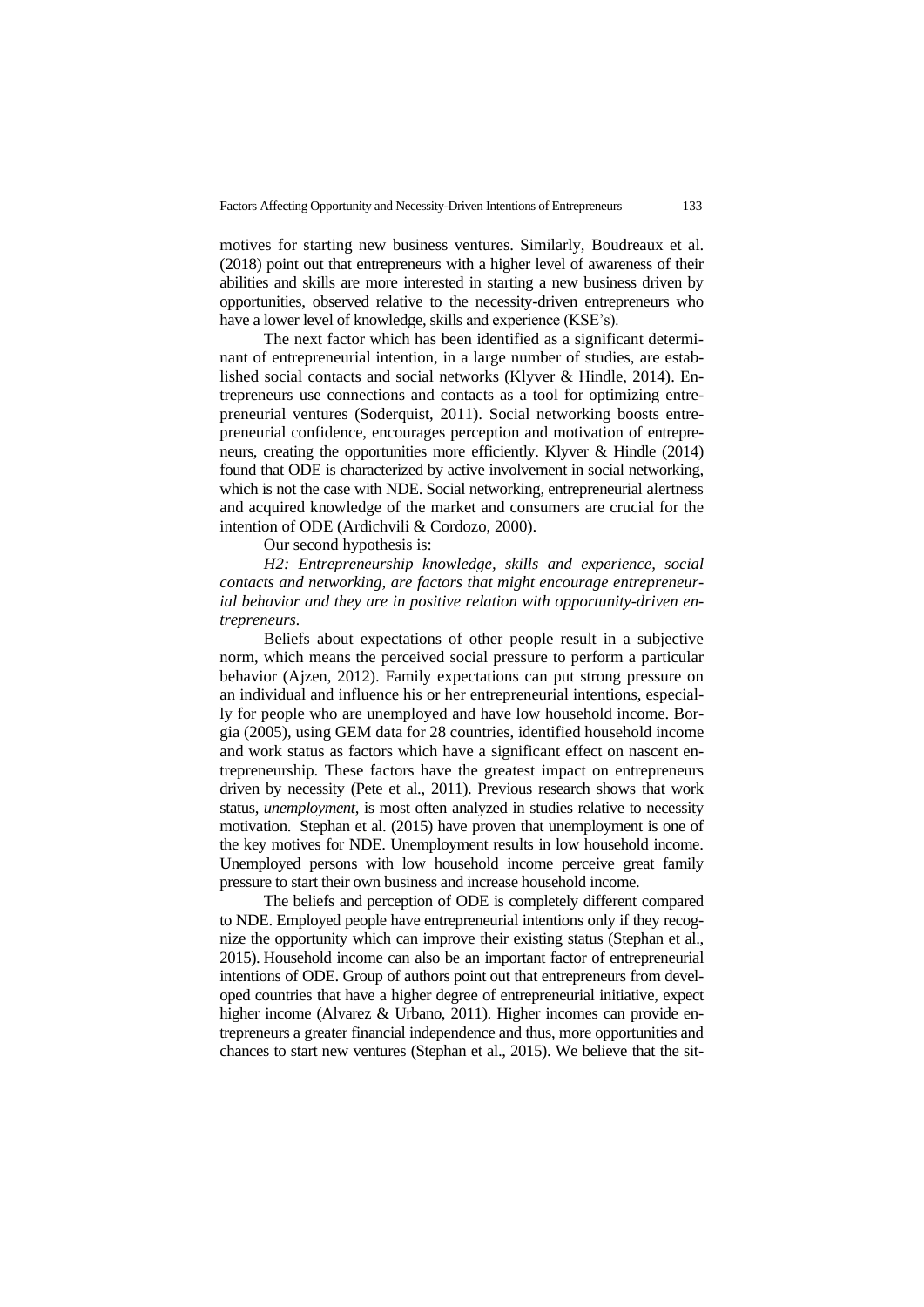motives for starting new business ventures. Similarly, Boudreaux et al. (2018) point out that entrepreneurs with a higher level of awareness of their abilities and skills are more interested in starting a new business driven by opportunities, observed relative to the necessity-driven entrepreneurs who have a lower level of knowledge, skills and experience (KSE's).

The next factor which has been identified as a significant determinant of entrepreneurial intention, in a large number of studies, are established social contacts and social networks (Klyver & Hindle, 2014). Entrepreneurs use connections and contacts as a tool for optimizing entrepreneurial ventures (Soderquist, 2011). Social networking boosts entrepreneurial confidence, encourages perception and motivation of entrepreneurs, creating the opportunities more efficiently. Klyver & Hindle (2014) found that ODE is characterized by active involvement in social networking, which is not the case with NDE. Social networking, entrepreneurial alertness and acquired knowledge of the market and consumers are crucial for the intention of ODE (Ardichvili & Cordozo, 2000).

Our second hypothesis is:

*H2: Entrepreneurship knowledge, skills and experience, social contacts and networking, are factors that might encourage entrepreneurial behavior and they are in positive relation with opportunity-driven entrepreneurs.*

Beliefs about expectations of other people result in a subjective norm, which means the perceived social pressure to perform a particular behavior (Ajzen, 2012). Family expectations can put strong pressure on an individual and influence his or her entrepreneurial intentions, especially for people who are unemployed and have low household income. Borgia (2005), using GEM data for 28 countries, identified household income and work status as factors which have a significant effect on nascent entrepreneurship. These factors have the greatest impact on entrepreneurs driven by necessity (Pete et al., 2011). Previous research shows that work status, *unemployment*, is most often analyzed in studies relative to necessity motivation. Stephan et al. (2015) have proven that unemployment is one of the key motives for NDE. Unemployment results in low household income. Unemployed persons with low household income perceive great family pressure to start their own business and increase household income.

The beliefs and perception of ODE is completely different compared to NDE. Employed people have entrepreneurial intentions only if they recognize the opportunity which can improve their existing status (Stephan et al., 2015). Household income can also be an important factor of entrepreneurial intentions of ODE. Group of authors point out that entrepreneurs from developed countries that have a higher degree of entrepreneurial initiative, expect higher income (Alvarez & Urbano, 2011). Higher incomes can provide entrepreneurs a greater financial independence and thus, more opportunities and chances to start new ventures (Stephan et al., 2015). We believe that the sit-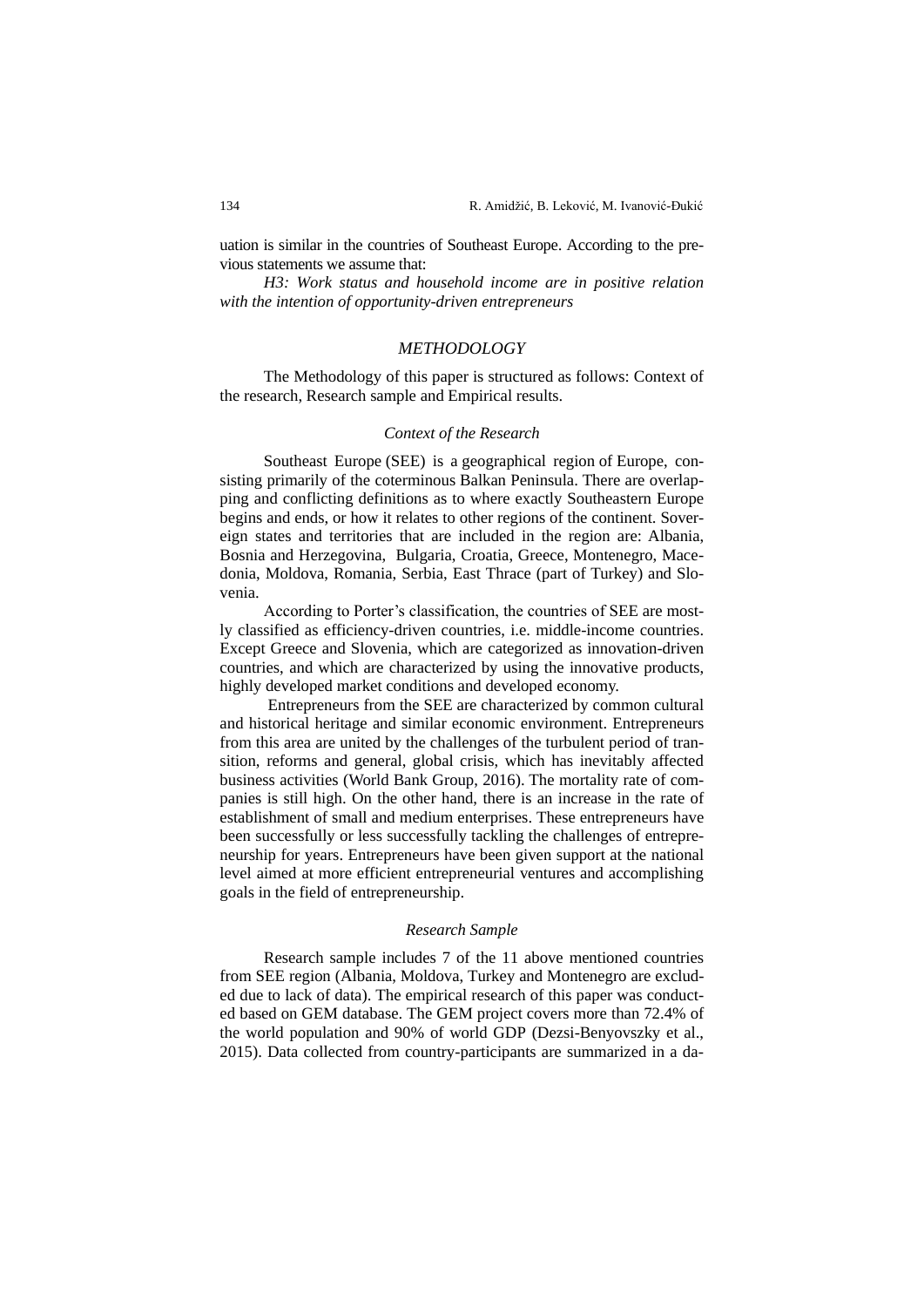uation is similar in the countries of Southeast Europe. According to the previous statements we assume that:

*H3: Work status and household income are in positive relation with the intention of opportunity-driven entrepreneurs*

## *METHODOLOGY*

The Methodology of this paper is structured as follows: Context of the research, Research sample and Empirical results.

### *Context of the Research*

Southeast Europe (SEE) is a geographical region of Europe, consisting primarily of the coterminous Balkan Peninsula. There are overlapping and conflicting definitions as to where exactly Southeastern Europe begins and ends, or how it relates to other regions of the continent. Sovereign states and territories that are included in the region are: Albania, Bosnia and Herzegovina, Bulgaria, Croatia, Greece, Montenegro, Macedonia, Moldova, Romania, Serbia, East Thrace (part of Turkey) and Slovenia.

According to Porter's classification, the countries of SEE are mostly classified as efficiency-driven countries, i.e. middle-income countries. Except Greece and Slovenia, which are categorized as innovation-driven countries, and which are characterized by using the innovative products, highly developed market conditions and developed economy.

Entrepreneurs from the SEE are characterized by common cultural and historical heritage and similar economic environment. Entrepreneurs from this area are united by the challenges of the turbulent period of transition, reforms and general, global crisis, which has inevitably affected business activities (World Bank Group, 2016). The mortality rate of companies is still high. On the other hand, there is an increase in the rate of establishment of small and medium enterprises. These entrepreneurs have been successfully or less successfully tackling the challenges of entrepreneurship for years. Entrepreneurs have been given support at the national level aimed at more efficient entrepreneurial ventures and accomplishing goals in the field of entrepreneurship.

### *Research Sample*

Research sample includes 7 of the 11 above mentioned countries from SEE region (Albania, Moldova, Turkey and Montenegro are excluded due to lack of data). The empirical research of this paper was conducted based on GEM database. The GEM project covers more than 72.4% of the world population and 90% of world GDP (Dezsi-Benyovszky et al., 2015). Data collected from country-participants are summarized in a da-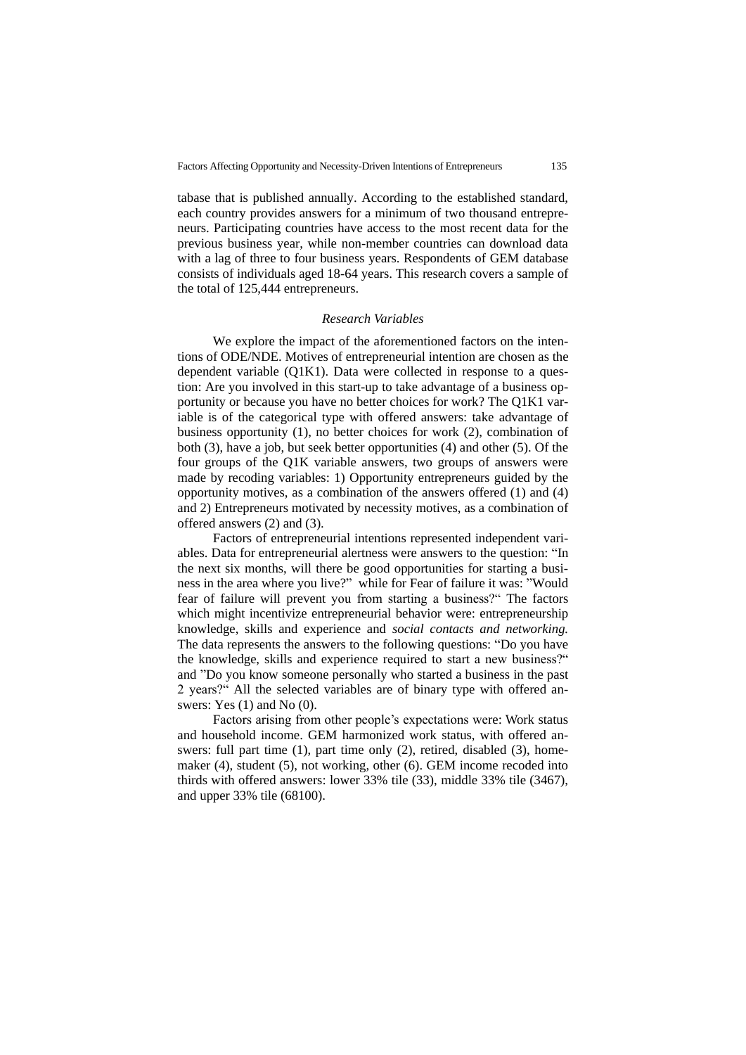tabase that is published annually. According to the established standard, each country provides answers for a minimum of two thousand entrepreneurs. Participating countries have access to the most recent data for the previous business year, while non-member countries can download data with a lag of three to four business years. Respondents of GEM database consists of individuals aged 18-64 years. This research covers a sample of the total of 125,444 entrepreneurs.

### *Research Variables*

We explore the impact of the aforementioned factors on the intentions of ODE/NDE. Motives of entrepreneurial intention are chosen as the dependent variable (Q1K1). Data were collected in response to a question: Are you involved in this start-up to take advantage of a business opportunity or because you have no better choices for work? The Q1K1 variable is of the categorical type with offered answers: take advantage of business opportunity (1), no better choices for work (2), combination of both (3), have a job, but seek better opportunities (4) and other (5). Of the four groups of the Q1K variable answers, two groups of answers were made by recoding variables: 1) Opportunity entrepreneurs guided by the opportunity motives, as a combination of the answers offered (1) and (4) and 2) Entrepreneurs motivated by necessity motives, as a combination of offered answers (2) and (3).

Factors of entrepreneurial intentions represented independent variables. Data for entrepreneurial alertness were answers to the question: "In the next six months, will there be good opportunities for starting a business in the area where you live?" while for Fear of failure it was: "Would fear of failure will prevent you from starting a business?" The factors which might incentivize entrepreneurial behavior were: entrepreneurship knowledge, skills and experience and *social contacts and networking.* The data represents the answers to the following questions: "Do you have the knowledge, skills and experience required to start a new business?" and "Do you know someone personally who started a business in the past 2 years?" All the selected variables are of binary type with offered answers: Yes (1) and No (0).

Factors arising from other people's expectations were: Work status and household income. GEM harmonized work status, with offered answers: full part time (1), part time only (2), retired, disabled (3), homemaker (4), student (5), not working, other (6). GEM income recoded into thirds with offered answers: lower 33% tile (33), middle 33% tile (3467), and upper 33% tile (68100).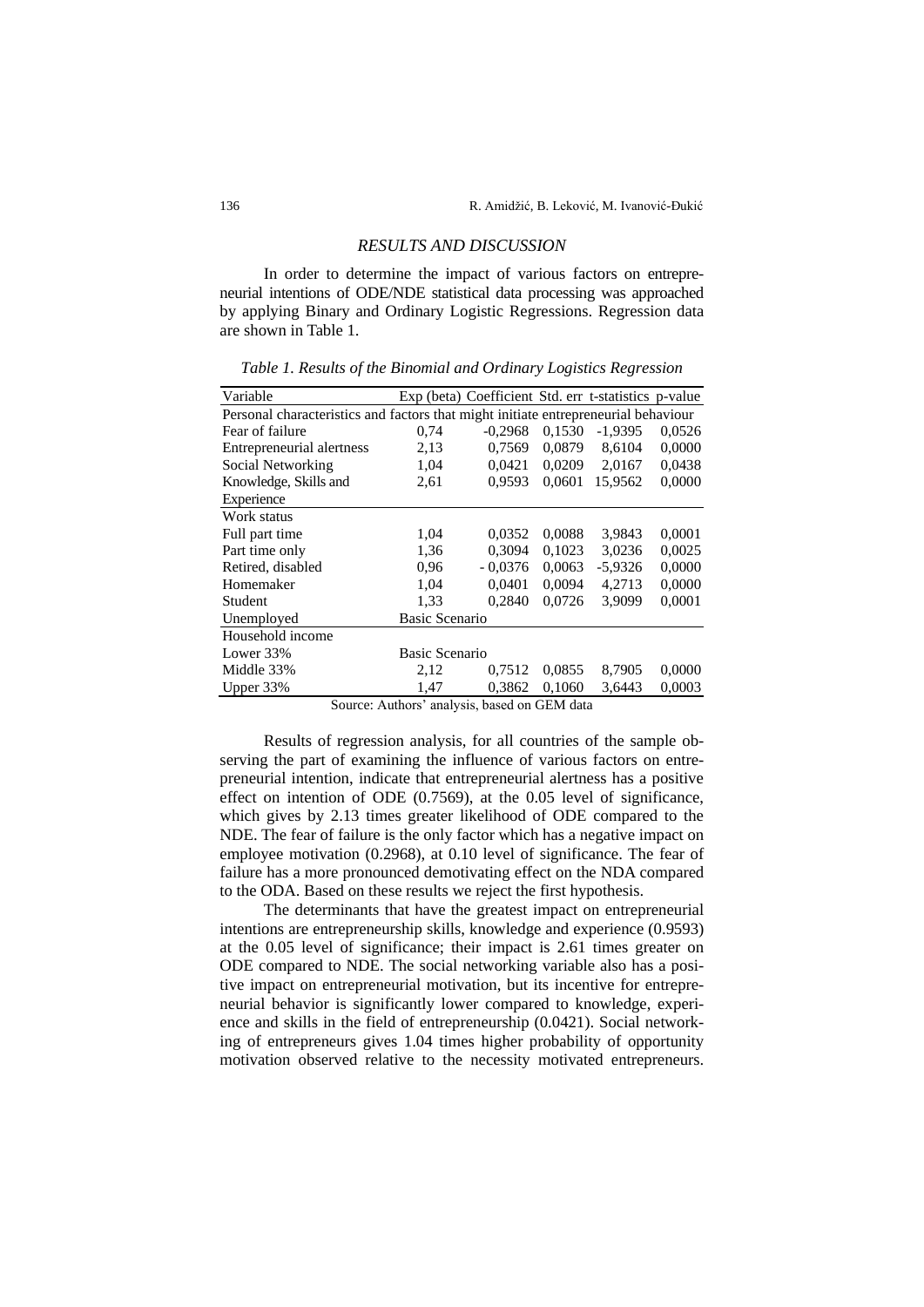## RESULTS AND DISCUSSION

In order to determine the impact of various factors on entrepreneurial intentions of ODE/NDE statistical data processing was approached by applying Binary and Ordinary Logistic Regressions. Regression data are shown in Table 1.

*Table 1. Results of the Binomial and Ordinary Logistics Regression*

| Variable | Exp (beta) | Coefficient | Std. err | t-statistics | p-value |
|---|---|---|---|---|---|
| Personal characteristics and factors that might initiate entrepreneurial behaviour | | | | | |
| Fear of failure | 0,74 | -0,2968 | 0,1530 | -1,9395 | 0,0526 |
| Entrepreneurial alertness | 2,13 | 0,7569 | 0,0879 | 8,6104 | 0,0000 |
| Social Networking | 1,04 | 0,0421 | 0,0209 | 2,0167 | 0,0438 |
| Knowledge, Skills and Experience | 2,61 | 0,9593 | 0,0601 | 15,9562 | 0,0000 |
| Work status | | | | | |
| Full part time | 1,04 | 0,0352 | 0,0088 | 3,9843 | 0,0001 |
| Part time only | 1,36 | 0,3094 | 0,1023 | 3,0236 | 0,0025 |
| Retired, disabled | 0,96 | - 0,0376 | 0,0063 | -5,9326 | 0,0000 |
| Homemaker | 1,04 | 0,0401 | 0,0094 | 4,2713 | 0,0000 |
| Student | 1,33 | 0,2840 | 0,0726 | 3,9099 | 0,0001 |
| Unemployed | Basic Scenario | | | | |
| Household income | | | | | |
| Lower 33% | Basic Scenario | | | | |
| Middle 33% | 2,12 | 0,7512 | 0,0855 | 8,7905 | 0,0000 |
| Upper 33% | 1,47 | 0,3862 | 0,1060 | 3,6443 | 0,0003 |

Source: Authors' analysis, based on GEM data

Results of regression analysis, for all countries of the sample observing the part of examining the influence of various factors on entrepreneurial intention, indicate that entrepreneurial alertness has a positive effect on intention of ODE (0.7569), at the 0.05 level of significance, which gives by 2.13 times greater likelihood of ODE compared to the NDE. The fear of failure is the only factor which has a negative impact on employee motivation (0.2968), at 0.10 level of significance. The fear of failure has a more pronounced demotivating effect on the NDA compared to the ODA. Based on these results we reject the first hypothesis.

The determinants that have the greatest impact on entrepreneurial intentions are entrepreneurship skills, knowledge and experience (0.9593) at the 0.05 level of significance; their impact is 2.61 times greater on ODE compared to NDE. The social networking variable also has a positive impact on entrepreneurial motivation, but its incentive for entrepreneurial behavior is significantly lower compared to knowledge, experience and skills in the field of entrepreneurship (0.0421). Social networking of entrepreneurs gives 1.04 times higher probability of opportunity motivation observed relative to the necessity motivated entrepreneurs.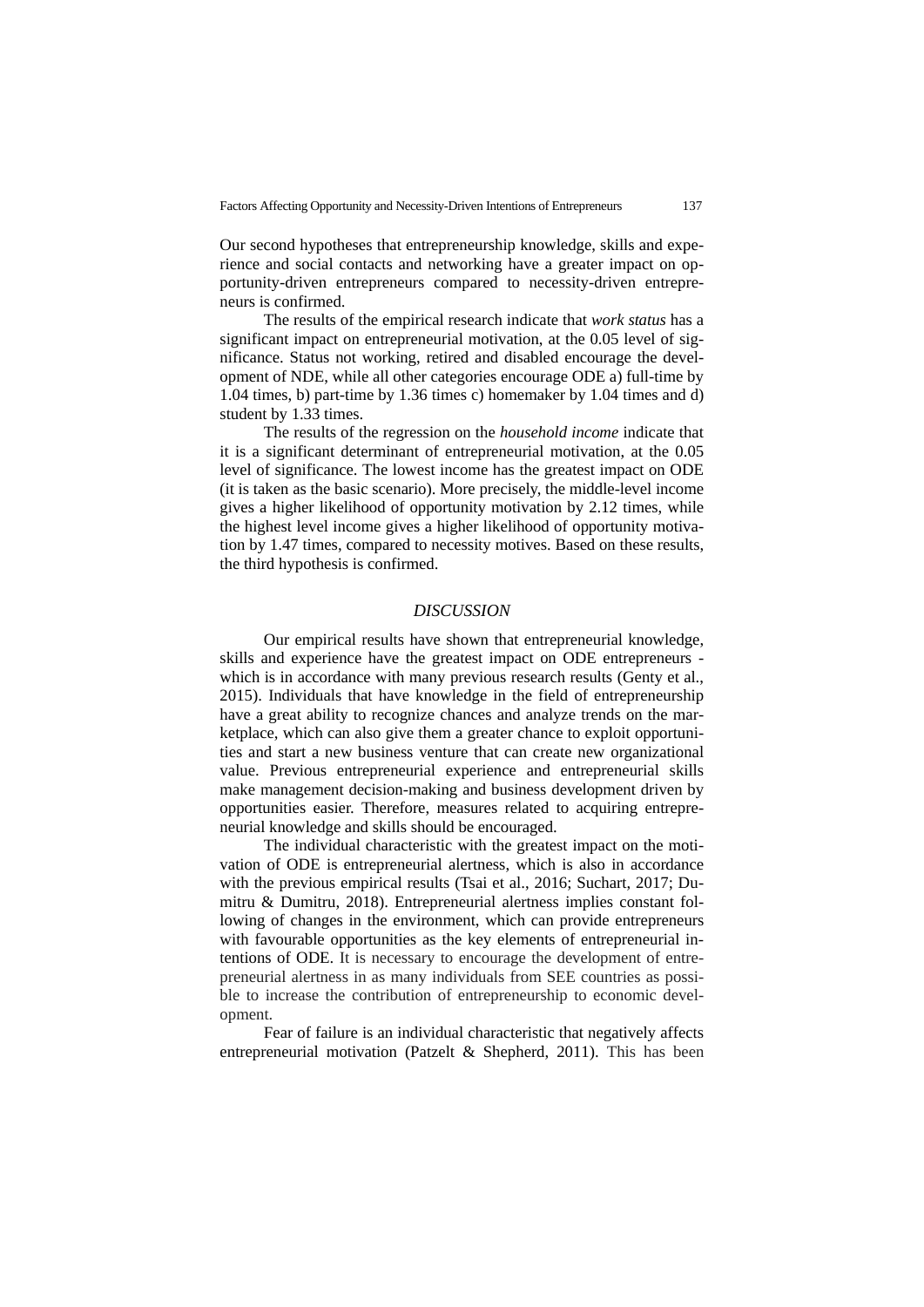Our second hypotheses that entrepreneurship knowledge, skills and experience and social contacts and networking have a greater impact on opportunity-driven entrepreneurs compared to necessity-driven entrepreneurs is confirmed.

The results of the empirical research indicate that *work status* has a significant impact on entrepreneurial motivation, at the 0.05 level of significance. Status not working, retired and disabled encourage the development of NDE, while all other categories encourage ODE a) full-time by 1.04 times, b) part-time by 1.36 times c) homemaker by 1.04 times and d) student by 1.33 times.

The results of the regression on the *household income* indicate that it is a significant determinant of entrepreneurial motivation, at the 0.05 level of significance. The lowest income has the greatest impact on ODE (it is taken as the basic scenario). More precisely, the middle-level income gives a higher likelihood of opportunity motivation by 2.12 times, while the highest level income gives a higher likelihood of opportunity motivation by 1.47 times, compared to necessity motives. Based on these results, the third hypothesis is confirmed.

## *DISCUSSION*

Our empirical results have shown that entrepreneurial knowledge, skills and experience have the greatest impact on ODE entrepreneurs - which is in accordance with many previous research results (Genty et al., 2015). Individuals that have knowledge in the field of entrepreneurship have a great ability to recognize chances and analyze trends on the marketplace, which can also give them a greater chance to exploit opportunities and start a new business venture that can create new organizational value. Previous entrepreneurial experience and entrepreneurial skills make management decision-making and business development driven by opportunities easier. Therefore, measures related to acquiring entrepreneurial knowledge and skills should be encouraged.

The individual characteristic with the greatest impact on the motivation of ODE is entrepreneurial alertness, which is also in accordance with the previous empirical results (Tsai et al., 2016; Suchart, 2017; Dumitru & Dumitru, 2018). Entrepreneurial alertness implies constant following of changes in the environment, which can provide entrepreneurs with favourable opportunities as the key elements of entrepreneurial intentions of ODE. It is necessary to encourage the development of entrepreneurial alertness in as many individuals from SEE countries as possible to increase the contribution of entrepreneurship to economic development.

Fear of failure is an individual characteristic that negatively affects entrepreneurial motivation (Patzelt & Shepherd, 2011). This has been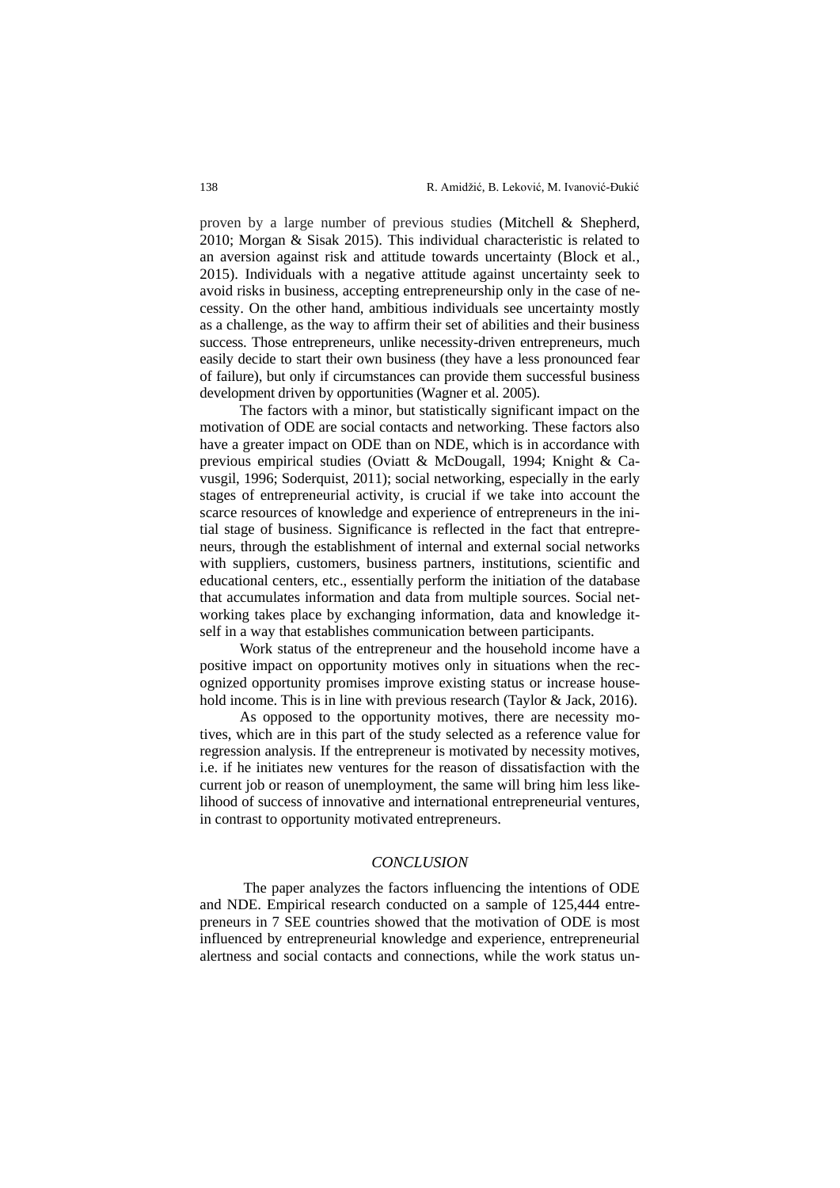proven by a large number of previous studies (Mitchell & Shepherd, 2010; Morgan & Sisak 2015). This individual characteristic is related to an aversion against risk and attitude towards uncertainty (Block et al., 2015). Individuals with a negative attitude against uncertainty seek to avoid risks in business, accepting entrepreneurship only in the case of necessity. On the other hand, ambitious individuals see uncertainty mostly as a challenge, as the way to affirm their set of abilities and their business success. Those entrepreneurs, unlike necessity-driven entrepreneurs, much easily decide to start their own business (they have a less pronounced fear of failure), but only if circumstances can provide them successful business development driven by opportunities (Wagner et al. 2005).

The factors with a minor, but statistically significant impact on the motivation of ODE are social contacts and networking. These factors also have a greater impact on ODE than on NDE, which is in accordance with previous empirical studies (Oviatt & McDougall, 1994; Knight & Cavusgil, 1996; Soderquist, 2011); social networking, especially in the early stages of entrepreneurial activity, is crucial if we take into account the scarce resources of knowledge and experience of entrepreneurs in the initial stage of business. Significance is reflected in the fact that entrepreneurs, through the establishment of internal and external social networks with suppliers, customers, business partners, institutions, scientific and educational centers, etc., essentially perform the initiation of the database that accumulates information and data from multiple sources. Social networking takes place by exchanging information, data and knowledge itself in a way that establishes communication between participants.

Work status of the entrepreneur and the household income have a positive impact on opportunity motives only in situations when the recognized opportunity promises improve existing status or increase household income. This is in line with previous research (Taylor & Jack, 2016).

As opposed to the opportunity motives, there are necessity motives, which are in this part of the study selected as a reference value for regression analysis. If the entrepreneur is motivated by necessity motives, i.e. if he initiates new ventures for the reason of dissatisfaction with the current job or reason of unemployment, the same will bring him less likelihood of success of innovative and international entrepreneurial ventures, in contrast to opportunity motivated entrepreneurs.

## *CONCLUSION*

The paper analyzes the factors influencing the intentions of ODE and NDE. Empirical research conducted on a sample of 125,444 entrepreneurs in 7 SEE countries showed that the motivation of ODE is most influenced by entrepreneurial knowledge and experience, entrepreneurial alertness and social contacts and connections, while the work status un-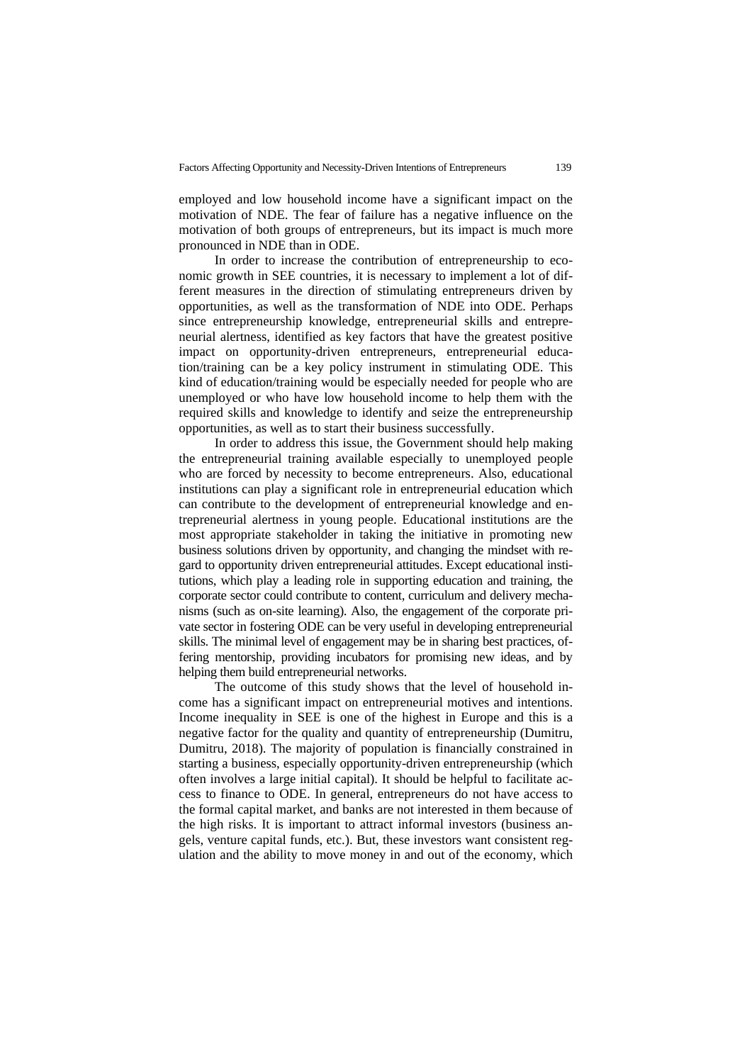employed and low household income have a significant impact on the motivation of NDE. The fear of failure has a negative influence on the motivation of both groups of entrepreneurs, but its impact is much more pronounced in NDE than in ODE.

In order to increase the contribution of entrepreneurship to economic growth in SEE countries, it is necessary to implement a lot of different measures in the direction of stimulating entrepreneurs driven by opportunities, as well as the transformation of NDE into ODE. Perhaps since entrepreneurship knowledge, entrepreneurial skills and entrepreneurial alertness, identified as key factors that have the greatest positive impact on opportunity-driven entrepreneurs, entrepreneurial education/training can be a key policy instrument in stimulating ODE. This kind of education/training would be especially needed for people who are unemployed or who have low household income to help them with the required skills and knowledge to identify and seize the entrepreneurship opportunities, as well as to start their business successfully.

In order to address this issue, the Government should help making the entrepreneurial training available especially to unemployed people who are forced by necessity to become entrepreneurs. Also, educational institutions can play a significant role in entrepreneurial education which can contribute to the development of entrepreneurial knowledge and entrepreneurial alertness in young people. Educational institutions are the most appropriate stakeholder in taking the initiative in promoting new business solutions driven by opportunity, and changing the mindset with regard to opportunity driven entrepreneurial attitudes. Except educational institutions, which play a leading role in supporting education and training, the corporate sector could contribute to content, curriculum and delivery mechanisms (such as on-site learning). Also, the engagement of the corporate private sector in fostering ODE can be very useful in developing entrepreneurial skills. The minimal level of engagement may be in sharing best practices, offering mentorship, providing incubators for promising new ideas, and by helping them build entrepreneurial networks.

The outcome of this study shows that the level of household income has a significant impact on entrepreneurial motives and intentions. Income inequality in SEE is one of the highest in Europe and this is a negative factor for the quality and quantity of entrepreneurship (Dumitru, Dumitru, 2018). The majority of population is financially constrained in starting a business, especially opportunity-driven entrepreneurship (which often involves a large initial capital). It should be helpful to facilitate access to finance to ODE. In general, entrepreneurs do not have access to the formal capital market, and banks are not interested in them because of the high risks. It is important to attract informal investors (business angels, venture capital funds, etc.). But, these investors want consistent regulation and the ability to move money in and out of the economy, which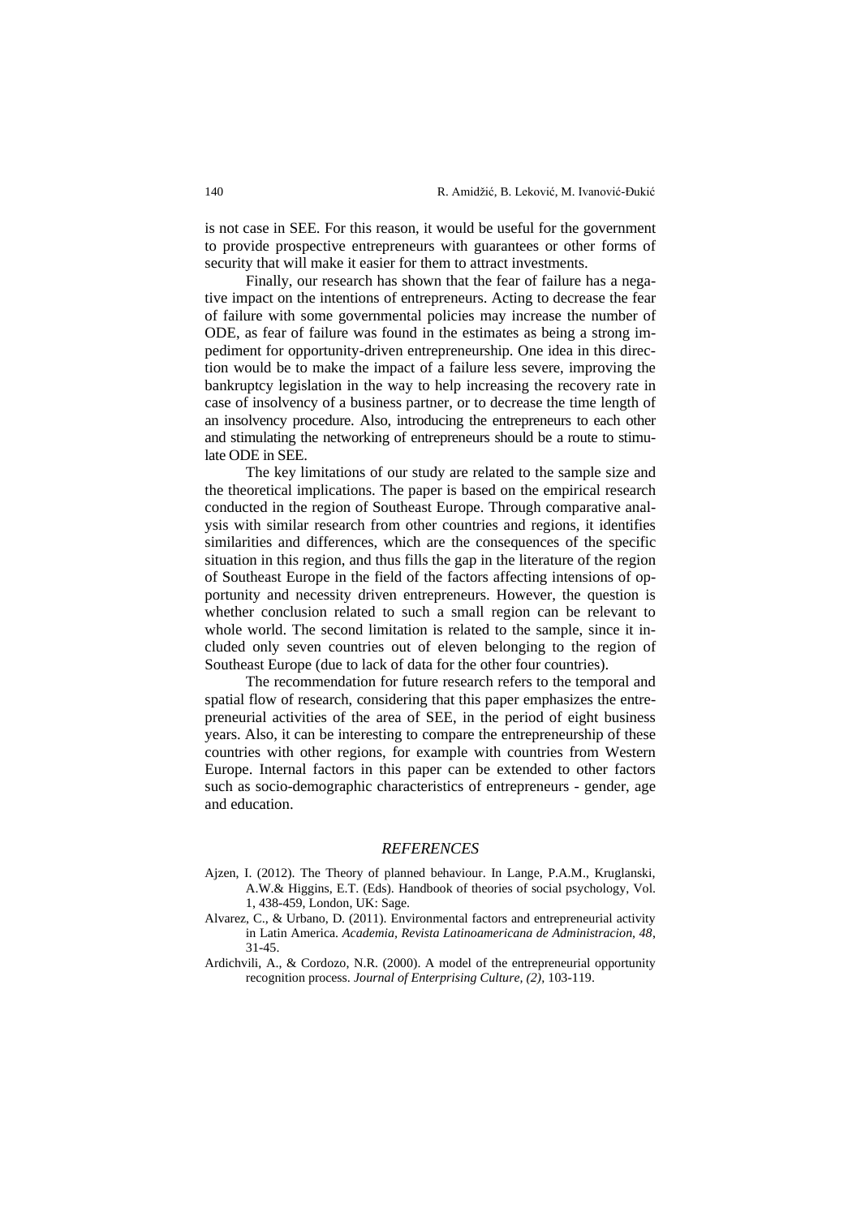is not case in SEE. For this reason, it would be useful for the government to provide prospective entrepreneurs with guarantees or other forms of security that will make it easier for them to attract investments.

Finally, our research has shown that the fear of failure has a negative impact on the intentions of entrepreneurs. Acting to decrease the fear of failure with some governmental policies may increase the number of ODE, as fear of failure was found in the estimates as being a strong impediment for opportunity-driven entrepreneurship. One idea in this direction would be to make the impact of a failure less severe, improving the bankruptcy legislation in the way to help increasing the recovery rate in case of insolvency of a business partner, or to decrease the time length of an insolvency procedure. Also, introducing the entrepreneurs to each other and stimulating the networking of entrepreneurs should be a route to stimulate ODE in SEE.

The key limitations of our study are related to the sample size and the theoretical implications. The paper is based on the empirical research conducted in the region of Southeast Europe. Through comparative analysis with similar research from other countries and regions, it identifies similarities and differences, which are the consequences of the specific situation in this region, and thus fills the gap in the literature of the region of Southeast Europe in the field of the factors affecting intensions of opportunity and necessity driven entrepreneurs. However, the question is whether conclusion related to such a small region can be relevant to whole world. The second limitation is related to the sample, since it included only seven countries out of eleven belonging to the region of Southeast Europe (due to lack of data for the other four countries).

The recommendation for future research refers to the temporal and spatial flow of research, considering that this paper emphasizes the entrepreneurial activities of the area of SEE, in the period of eight business years. Also, it can be interesting to compare the entrepreneurship of these countries with other regions, for example with countries from Western Europe. Internal factors in this paper can be extended to other factors such as socio-demographic characteristics of entrepreneurs - gender, age and education.

## *REFERENCES*

Ajzen, I. (2012). The Theory of planned behaviour. In Lange, P.A.M., Kruglanski, A.W.& Higgins, E.T. (Eds). Handbook of theories of social psychology, Vol. 1, 438-459, London, UK: Sage.

Alvarez, C., & Urbano, D. (2011). Environmental factors and entrepreneurial activity in Latin America. *Academia, Revista Latinoamericana de Administracion, 48*, 31-45.

Ardichvili, A., & Cordozo, N.R. (2000). A model of the entrepreneurial opportunity recognition process. *Journal of Enterprising Culture, (2)*, 103-119.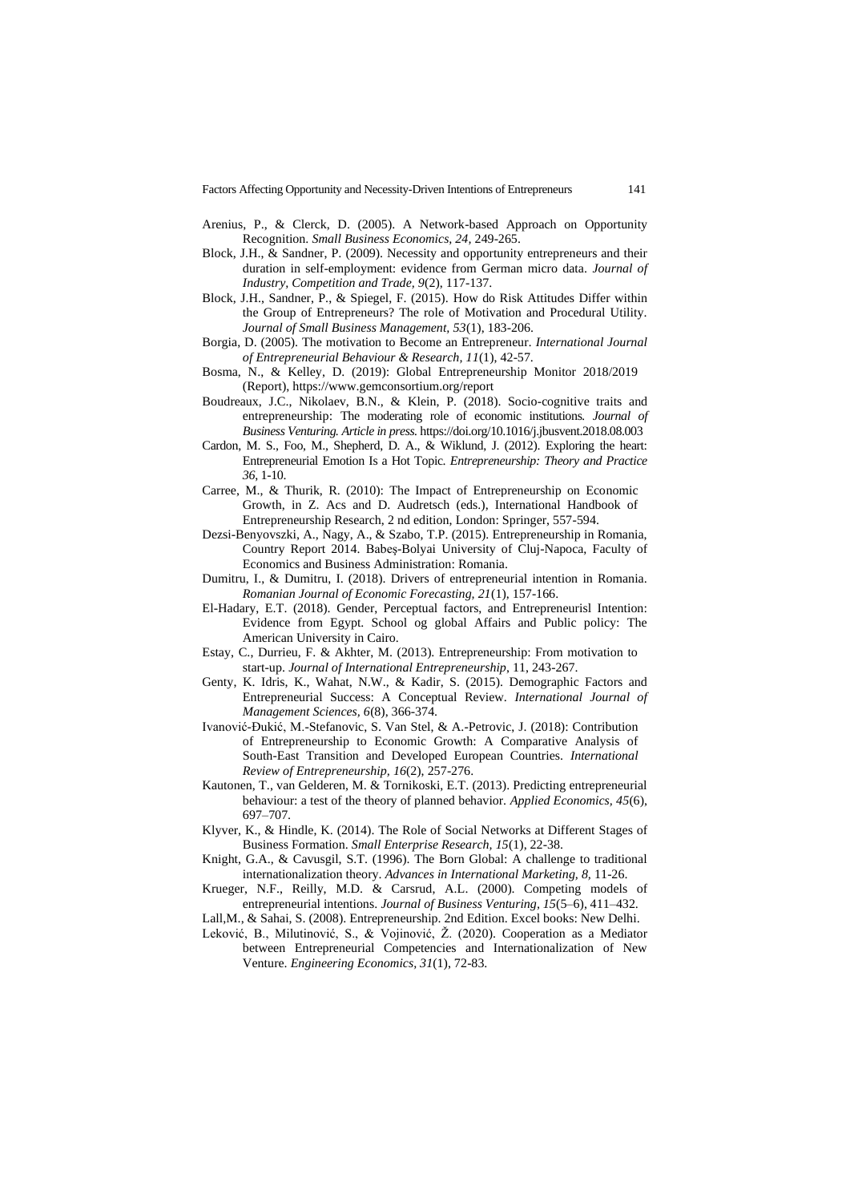Arenius, P., & Clerck, D. (2005). A Network-based Approach on Opportunity Recognition. *Small Business Economics, 24,* 249-265.

Block, J.H., & Sandner, P. (2009). Necessity and opportunity entrepreneurs and their duration in self-employment: evidence from German micro data. *Journal of Industry, Competition and Trade, 9*(2), 117-137.

Block, J.H., Sandner, P., & Spiegel, F. (2015). How do Risk Attitudes Differ within the Group of Entrepreneurs? The role of Motivation and Procedural Utility. *Journal of Small Business Management, 53*(1), 183-206.

Borgia, D. (2005). The motivation to Become an Entrepreneur. *International Journal of Entrepreneurial Behaviour & Research, 11*(1), 42-57.

Bosma, N., & Kelley, D. (2019): Global Entrepreneurship Monitor 2018/2019 (Report), https://www.gemconsortium.org/report

Boudreaux, J.C., Nikolaev, B.N., & Klein, P. (2018). Socio-cognitive traits and entrepreneurship: The moderating role of economic institutions. *Journal of Business Venturing. Article in press.* https://doi.org/10.1016/j.jbusvent.2018.08.003

Cardon, M. S., Foo, M., Shepherd, D. A., & Wiklund, J. (2012). Exploring the heart: Entrepreneurial Emotion Is a Hot Topic. *Entrepreneurship: Theory and Practice 36,* 1-10.

Carree, M., & Thurik, R. (2010): The Impact of Entrepreneurship on Economic Growth, in Z. Acs and D. Audretsch (eds.), International Handbook of Entrepreneurship Research, 2 nd edition, London: Springer, 557-594.

Dezsi-Benyovszki, A., Nagy, A., & Szabo, T.P. (2015). Entrepreneurship in Romania, Country Report 2014. Babeş-Bolyai University of Cluj-Napoca, Faculty of Economics and Business Administration: Romania.

Dumitru, I., & Dumitru, I. (2018). Drivers of entrepreneurial intention in Romania. *Romanian Journal of Economic Forecasting, 21*(1), 157-166.

El-Hadary, E.T. (2018). Gender, Perceptual factors, and Entrepreneurisl Intention: Evidence from Egypt. School og global Affairs and Public policy: The American University in Cairo.

Estay, C., Durrieu, F. & Akhter, M. (2013). Entrepreneurship: From motivation to start-up. *Journal of International Entrepreneurship*, 11, 243-267.

Genty, K. Idris, K., Wahat, N.W., & Kadir, S. (2015). Demographic Factors and Entrepreneurial Success: A Conceptual Review. *International Journal of Management Sciences, 6*(8), 366-374.

Ivanović-Đukić, M.-Stefanovic, S. Van Stel, & A.-Petrovic, J. (2018): Contribution of Entrepreneurship to Economic Growth: A Comparative Analysis of South-East Transition and Developed European Countries. *International Review of Entrepreneurship, 16*(2), 257-276.

Kautonen, T., van Gelderen, M. & Tornikoski, E.T. (2013). Predicting entrepreneurial behaviour: a test of the theory of planned behavior. *Applied Economics, 45*(6), 697–707.

Klyver, K., & Hindle, K. (2014). The Role of Social Networks at Different Stages of Business Formation. *Small Enterprise Research, 15*(1), 22-38.

Knight, G.A., & Cavusgil, S.T. (1996). The Born Global: A challenge to traditional internationalization theory. *Advances in International Marketing, 8,* 11-26.

Krueger, N.F., Reilly, M.D. & Carsrud, A.L. (2000). Competing models of entrepreneurial intentions. *Journal of Business Venturing, 15*(5–6), 411–432.

Lall,M., & Sahai, S. (2008). Entrepreneurship. 2nd Edition. Excel books: New Delhi.

Leković, B., Milutinović, S., & Vojinović, Ž. (2020). Cooperation as a Mediator between Entrepreneurial Competencies and Internationalization of New Venture. *Engineering Economics, 31*(1), 72-83.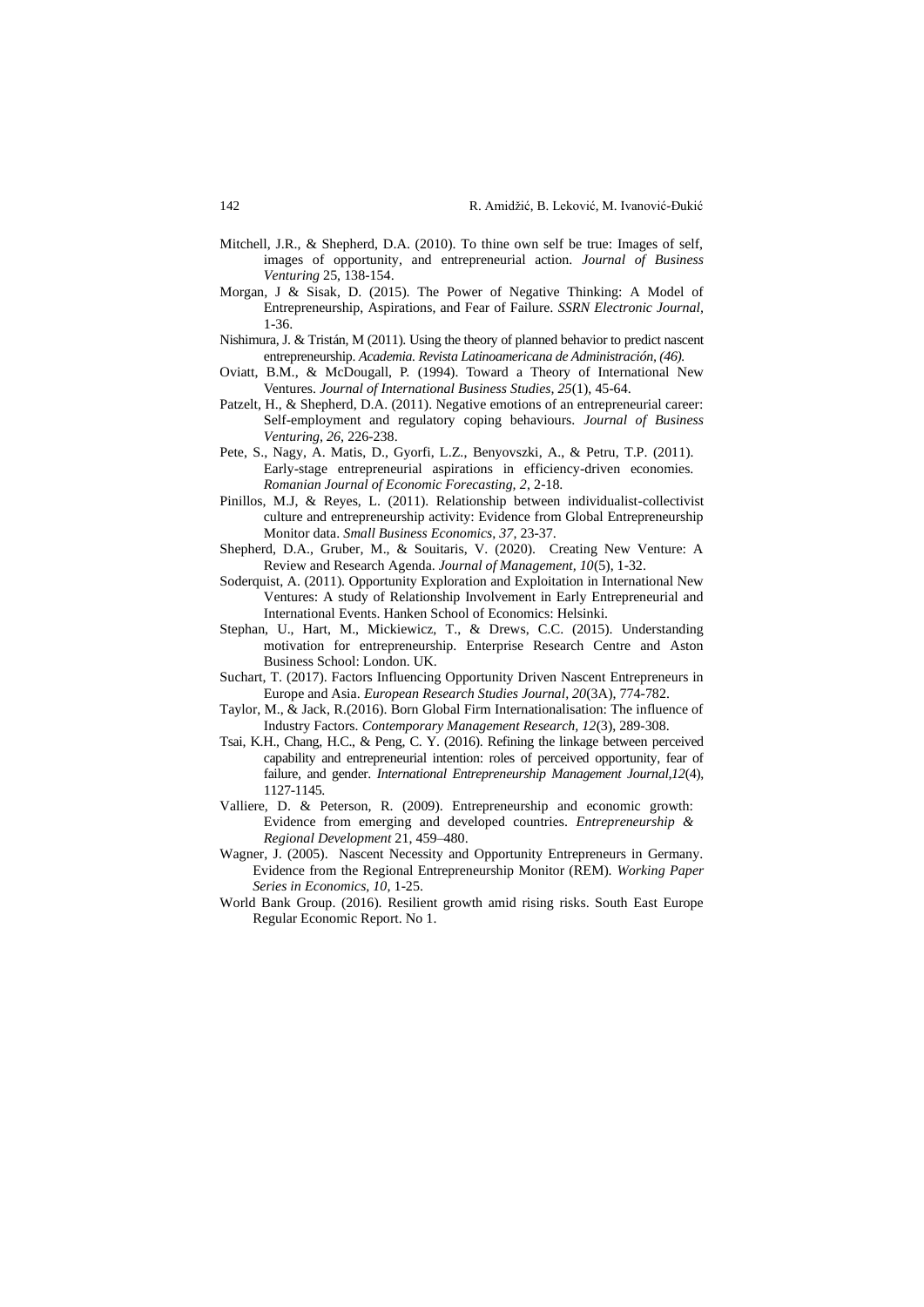Mitchell, J.R., & Shepherd, D.A. (2010). To thine own self be true: Images of self, images of opportunity, and entrepreneurial action. *Journal of Business Venturing* 25, 138-154.

Morgan, J & Sisak, D. (2015). The Power of Negative Thinking: A Model of Entrepreneurship, Aspirations, and Fear of Failure. *SSRN Electronic Journal*, 1-36.

Nishimura, J. & Tristán, M (2011). Using the theory of planned behavior to predict nascent entrepreneurship. *Academia. Revista Latinoamericana de Administración, (46).*

Oviatt, B.M., & McDougall, P. (1994). Toward a Theory of International New Ventures. *Journal of International Business Studies, 25*(1), 45-64.

Patzelt, H., & Shepherd, D.A. (2011). Negative emotions of an entrepreneurial career: Self-employment and regulatory coping behaviours. *Journal of Business Venturing, 26*, 226-238.

Pete, S., Nagy, A. Matis, D., Gyorfi, L.Z., Benyovszki, A., & Petru, T.P. (2011). Early-stage entrepreneurial aspirations in efficiency-driven economies. *Romanian Journal of Economic Forecasting, 2*, 2-18.

Pinillos, M.J, & Reyes, L. (2011). Relationship between individualist-collectivist culture and entrepreneurship activity: Evidence from Global Entrepreneurship Monitor data. *Small Business Economics, 37*, 23-37.

Shepherd, D.A., Gruber, M., & Souitaris, V. (2020). Creating New Venture: A Review and Research Agenda. *Journal of Management, 10*(5), 1-32.

Soderquist, A. (2011). Opportunity Exploration and Exploitation in International New Ventures: A study of Relationship Involvement in Early Entrepreneurial and International Events. Hanken School of Economics: Helsinki.

Stephan, U., Hart, M., Mickiewicz, T., & Drews, C.C. (2015). Understanding motivation for entrepreneurship. Enterprise Research Centre and Aston Business School: London. UK.

Suchart, T. (2017). Factors Influencing Opportunity Driven Nascent Entrepreneurs in Europe and Asia. *European Research Studies Journal, 20*(3A), 774-782.

Taylor, M., & Jack, R.(2016). Born Global Firm Internationalisation: The influence of Industry Factors. *Contemporary Management Research, 12*(3), 289-308.

Tsai, K.H., Chang, H.C., & Peng, C. Y. (2016). Refining the linkage between perceived capability and entrepreneurial intention: roles of perceived opportunity, fear of failure, and gender. *International Entrepreneurship Management Journal,12*(4), 1127-1145.

Valliere, D. & Peterson, R. (2009). Entrepreneurship and economic growth: Evidence from emerging and developed countries. *Entrepreneurship & Regional Development* 21, 459–480.

Wagner, J. (2005). Nascent Necessity and Opportunity Entrepreneurs in Germany. Evidence from the Regional Entrepreneurship Monitor (REM). *Working Paper Series in Economics, 10*, 1-25.

World Bank Group. (2016). Resilient growth amid rising risks. South East Europe Regular Economic Report. No 1.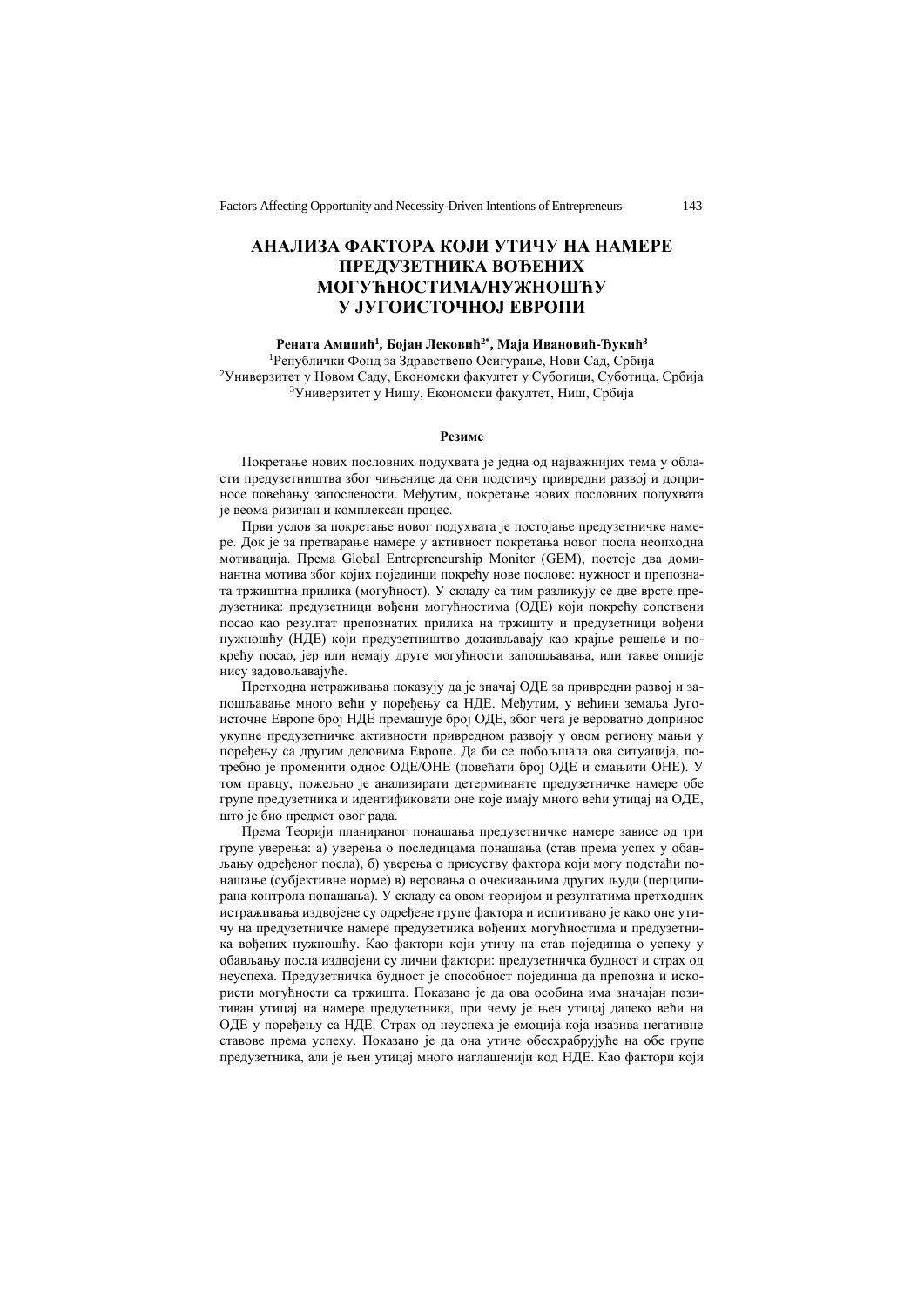# АНАЛИЗА ФАКТОРА КОЈИ УТИЧУ НА НАМЕРЕ ПРЕДУЗЕТНИКА ВОЂЕНИХ МОГУЋНОСТИМА/НУЖНОШЋУ У ЈУГОИСТОЧНОЈ ЕВРОПИ

**Рената Амидић[1], Бојан Лековић[2*], Маја Ивановић-Ђукић[3]**

[1]Републички Фонд за Здравствено Осигурање, Нови Сад, Србија
[2]Универзитет у Новом Саду, Економски факултет у Суботици, Суботица, Србија
[3]Универзитет у Нишу, Економски факултет, Ниш, Србија

#### Резиме

Покретање нових пословних подухвата је једна од најважнијих тема у области предузетништва због чињенице да они подстичу привредни развој и доприносе повећању запослености. Међутим, покретање нових пословних подухвата је веома ризичан и комплексан процес.

Први услов за покретање новог подухвата је постојање предузетничке намере. Док је за претварање намере у активност покретања новог посла неопходна мотивација. Према Global Entrepreneurship Monitor (GEM), постоје два доминантна мотива због којих појединци покрећу нове послове: нужност и препозната тржиштна прилика (могућност). У складу са тим разликују се две врсте предузетника: предузетници вођени могућностима (ОДЕ) који покрећу сопствени посао као резултат препознатих прилика на тржишту и предузетници вођени нужношћу (НДЕ) који предузетништво доживљавају као крајње решење и покрећу посао, јер или немају друге могућности запошљавања, или такве опције нису задовољавајуће.

Претходна истраживања показују да је значај ОДЕ за привредни развој и запошљавање много већи у поређењу са НДЕ. Међутим, у већини земаља Југоисточне Европе број НДЕ премашује број ОДЕ, због чега је вероватно допринос укупне предузетничке активности привредном развоју у овом региону мањи у поређењу са другим деловима Европе. Да би се побољшала ова ситуација, потребно је променити однос ОДЕ/ОНЕ (повећати број ОДЕ и смањити ОНЕ). У том правцу, пожељно је анализирати детерминанте предузетничке намере обе групе предузетника и идентификовати оне које имају много већи утицај на ОДЕ, што је био предмет овог рада.

Према Теорији планираног понашања предузетничке намере зависе од три групе уверења: а) уверења о последицама понашања (став према успех у обављању одређеног посла), б) уверења о присуству фактора који могу подстаћи понашање (субјективне норме) в) веровања о очекивањима других људи (перципирана контрола понашања). У складу са овом теоријом и резултатима претходних истраживања издвојене су одређене групе фактора и испитивано је како оне утичу на предузетничке намере предузетника вођених могућностима и предузетника вођених нужношћу. Као фактори који утичу на став појединца о успеху у обављању посла издвојени су лични фактори: предузетничка будност и страх од неуспеха. Предузетничка будност је способност појединца да препозна и искористи могућности са тржишта. Показано је да ова особина има значајан позитиван утицај на намере предузетника, при чему је њен утицај далеко већи на ОДЕ у поређењу са НДЕ. Страх од неуспеха је емоција која изазива негативне ставове према успеху. Показано је да она утиче обесхрабрујуће на обе групе предузетника, али је њен утицај много наглашенији код НДЕ. Као фактори који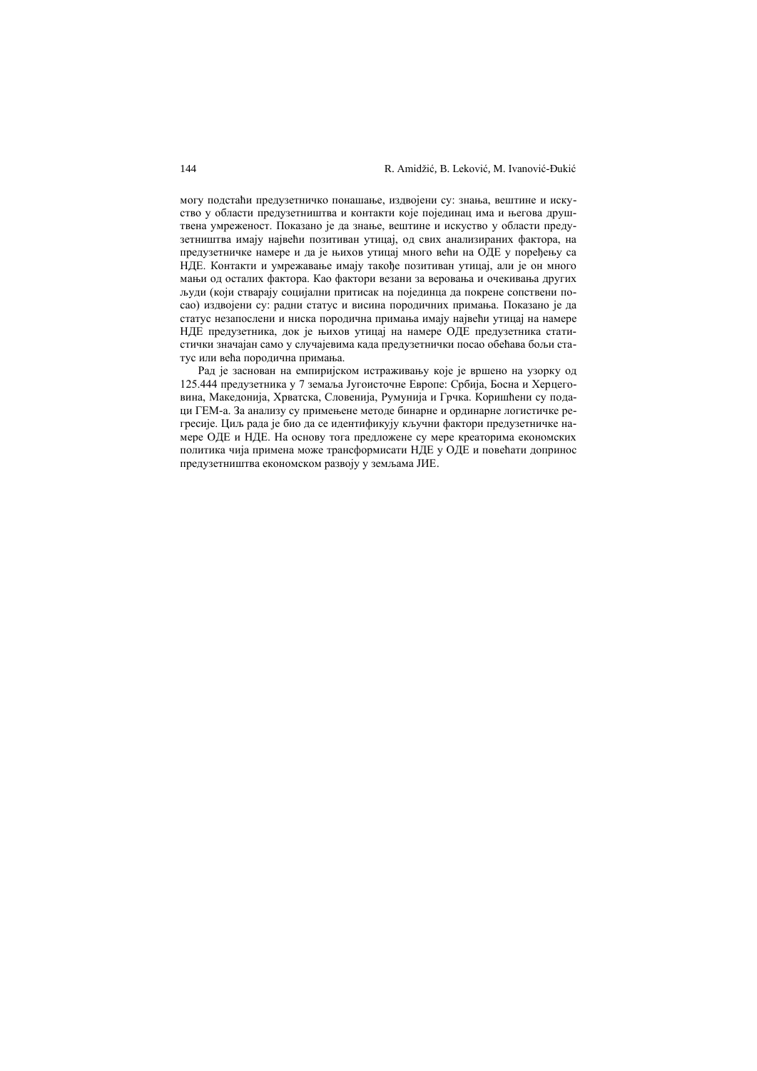могу подстаћи предузетничко понашање, издвојени су: знања, вештине и искуство у области предузетништва и контакти које појединац има и његова друштвена умреженост. Показано је да знање, вештине и искуство у области предузетништва имају највећи позитиван утицај, од свих анализираних фактора, на предузетничке намере и да је њихов утицај много већи на ОДЕ у поређењу са НДЕ. Контакти и умрежавање имају такође позитиван утицај, али је он много мањи од осталих фактора. Као фактори везани за веровања и очекивања других људи (који стварају социјални притисак на појединца да покрене сопствени посао) издвојени су: радни статус и висина породичних примања. Показано је да статус незапослени и ниска породична примања имају највећи утицај на намере НДЕ предузетника, док је њихов утицај на намере ОДЕ предузетника статистички значајан само у случајевима када предузетнички посао обећава бољи статус или већа породична примања.

Рад је заснован на емпиријском истраживању које је вршено на узорку од 125.444 предузетника у 7 земаља Југоисточне Европе: Србија, Босна и Херцеговина, Македонија, Хрватска, Словенија, Румунија и Грчка. Коришћени су подаци ГЕМ-а. За анализу су примењене методе бинарне и ординарне логистичке регресије. Циљ рада је био да се идентификују кључни фактори предузетничке намере ОДЕ и НДЕ. На основу тога предложене су мере креаторима економских политика чија примена може трансформисати НДЕ у ОДЕ и повећати допринос предузетништва економском развоју у земљама ЈИЕ.